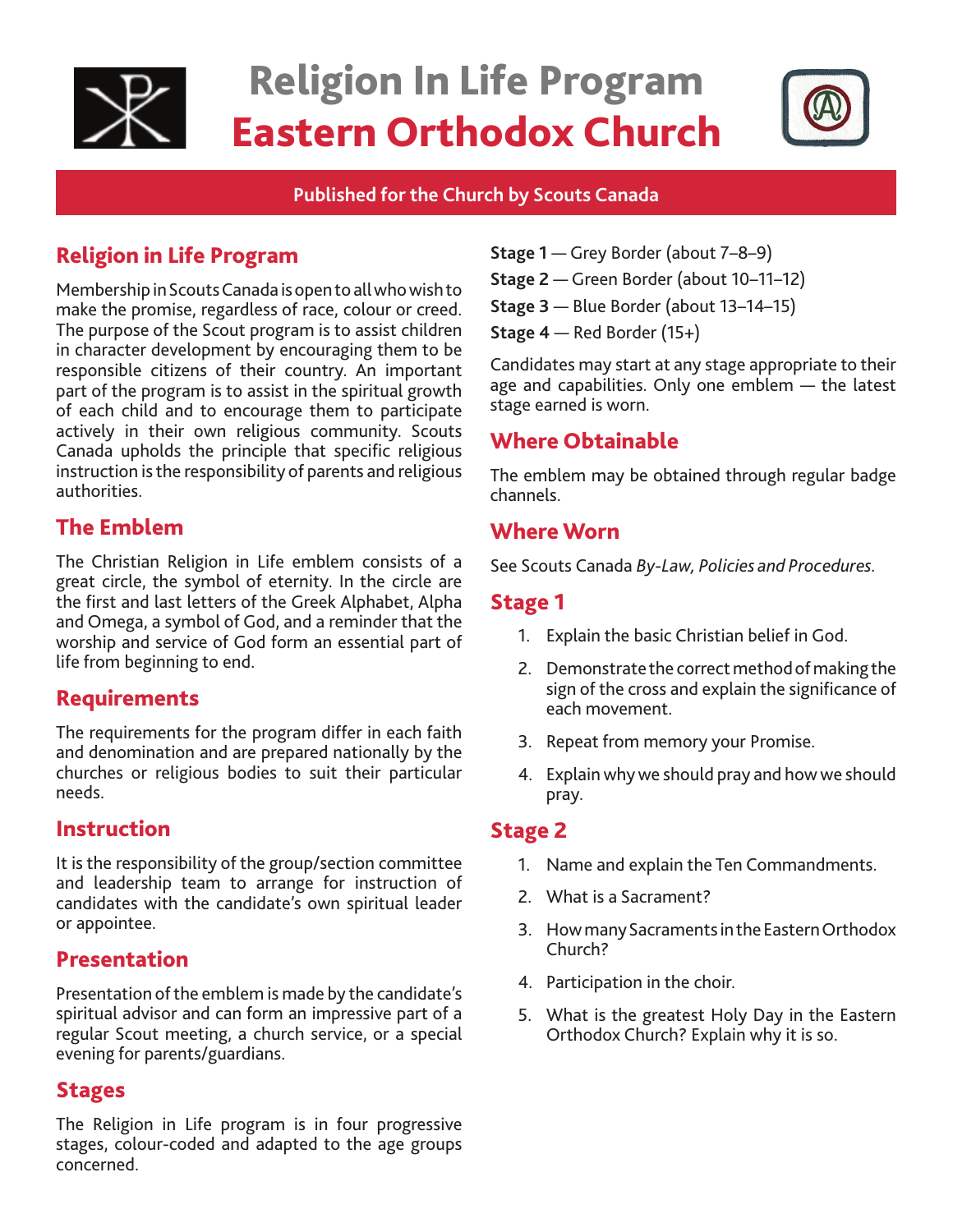# Religion In Life Program
# Eastern Orthodox Church

**Published for the Church by Scouts Canada**

## Religion in Life Program

Membership in Scouts Canada is open to all who wish to make the promise, regardless of race, colour or creed. The purpose of the Scout program is to assist children in character development by encouraging them to be responsible citizens of their country. An important part of the program is to assist in the spiritual growth of each child and to encourage them to participate actively in their own religious community. Scouts Canada upholds the principle that specific religious instruction is the responsibility of parents and religious authorities.

## The Emblem

The Christian Religion in Life emblem consists of a great circle, the symbol of eternity. In the circle are the first and last letters of the Greek Alphabet, Alpha and Omega, a symbol of God, and a reminder that the worship and service of God form an essential part of life from beginning to end.

## Requirements

The requirements for the program differ in each faith and denomination and are prepared nationally by the churches or religious bodies to suit their particular needs.

## Instruction

It is the responsibility of the group/section committee and leadership team to arrange for instruction of candidates with the candidate's own spiritual leader or appointee.

## Presentation

Presentation of the emblem is made by the candidate's spiritual advisor and can form an impressive part of a regular Scout meeting, a church service, or a special evening for parents/guardians.

## Stages

The Religion in Life program is in four progressive stages, colour-coded and adapted to the age groups concerned.

**Stage 1** — Grey Border (about 7–8–9)
**Stage 2** — Green Border (about 10–11–12)
**Stage 3** — Blue Border (about 13–14–15)
**Stage 4** — Red Border (15+)

Candidates may start at any stage appropriate to their age and capabilities. Only one emblem — the latest stage earned is worn.

## Where Obtainable

The emblem may be obtained through regular badge channels.

## Where Worn

See Scouts Canada *By-Law, Policies and Procedures*.

## Stage 1

1. Explain the basic Christian belief in God.
2. Demonstrate the correct method of making the sign of the cross and explain the significance of each movement.
3. Repeat from memory your Promise.
4. Explain why we should pray and how we should pray.

## Stage 2

1. Name and explain the Ten Commandments.
2. What is a Sacrament?
3. How many Sacraments in the Eastern Orthodox Church?
4. Participation in the choir.
5. What is the greatest Holy Day in the Eastern Orthodox Church? Explain why it is so.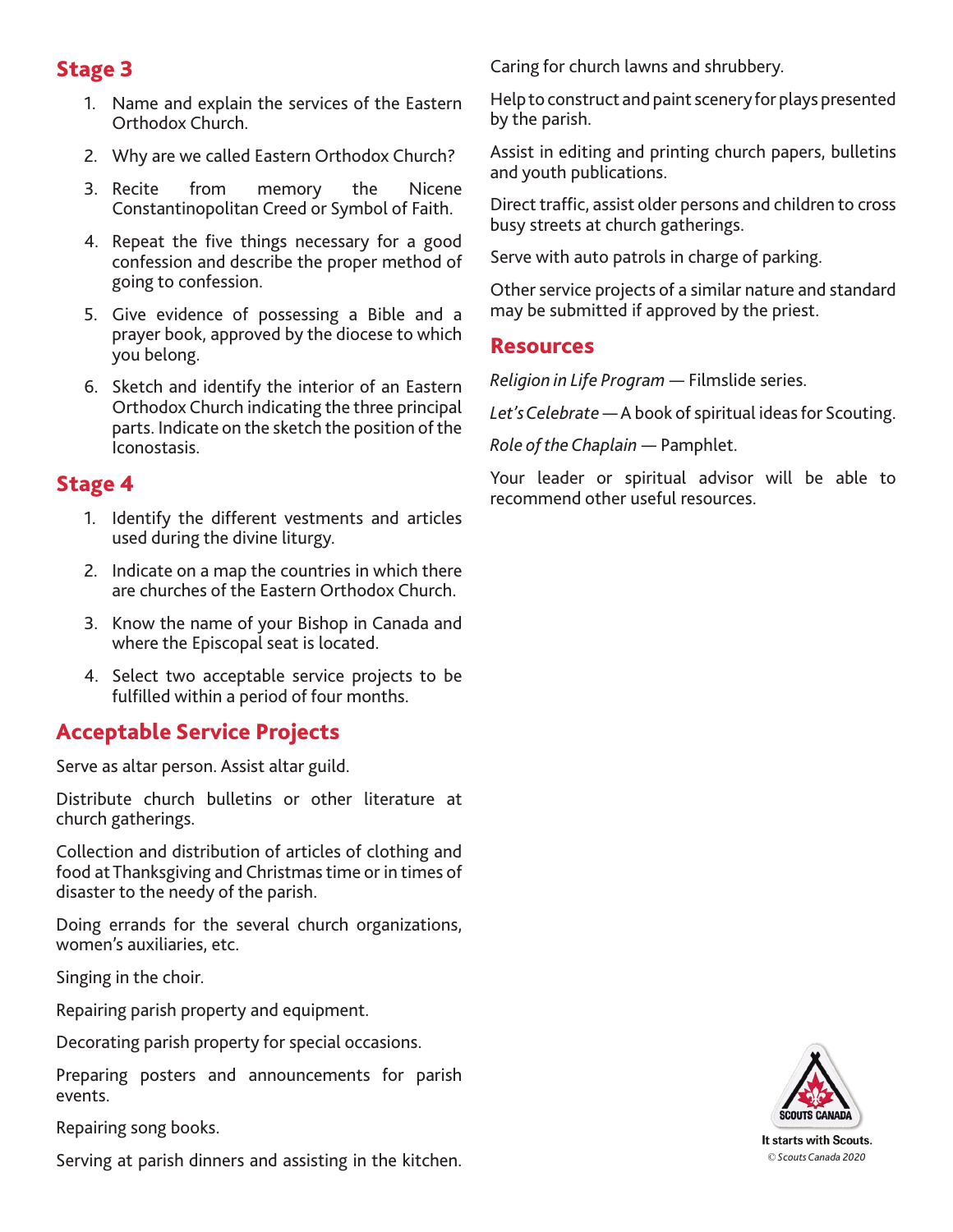## Stage 3

1. Name and explain the services of the Eastern Orthodox Church.
2. Why are we called Eastern Orthodox Church?
3. Recite from memory the Nicene Constantinopolitan Creed or Symbol of Faith.
4. Repeat the five things necessary for a good confession and describe the proper method of going to confession.
5. Give evidence of possessing a Bible and a prayer book, approved by the diocese to which you belong.
6. Sketch and identify the interior of an Eastern Orthodox Church indicating the three principal parts. Indicate on the sketch the position of the Iconostasis.

## Stage 4

1. Identify the different vestments and articles used during the divine liturgy.
2. Indicate on a map the countries in which there are churches of the Eastern Orthodox Church.
3. Know the name of your Bishop in Canada and where the Episcopal seat is located.
4. Select two acceptable service projects to be fulfilled within a period of four months.

## Acceptable Service Projects

Serve as altar person. Assist altar guild.

Distribute church bulletins or other literature at church gatherings.

Collection and distribution of articles of clothing and food at Thanksgiving and Christmas time or in times of disaster to the needy of the parish.

Doing errands for the several church organizations, women's auxiliaries, etc.

Singing in the choir.

Repairing parish property and equipment.

Decorating parish property for special occasions.

Preparing posters and announcements for parish events.

Repairing song books.

Serving at parish dinners and assisting in the kitchen.

Caring for church lawns and shrubbery.

Help to construct and paint scenery for plays presented by the parish.

Assist in editing and printing church papers, bulletins and youth publications.

Direct traffic, assist older persons and children to cross busy streets at church gatherings.

Serve with auto patrols in charge of parking.

Other service projects of a similar nature and standard may be submitted if approved by the priest.

## Resources

*Religion in Life Program* — Filmslide series.

*Let's Celebrate* — A book of spiritual ideas for Scouting.

*Role of the Chaplain* — Pamphlet.

Your leader or spiritual advisor will be able to recommend other useful resources.

SCOUTS CANADA

It starts with Scouts.

*© Scouts Canada 2020*